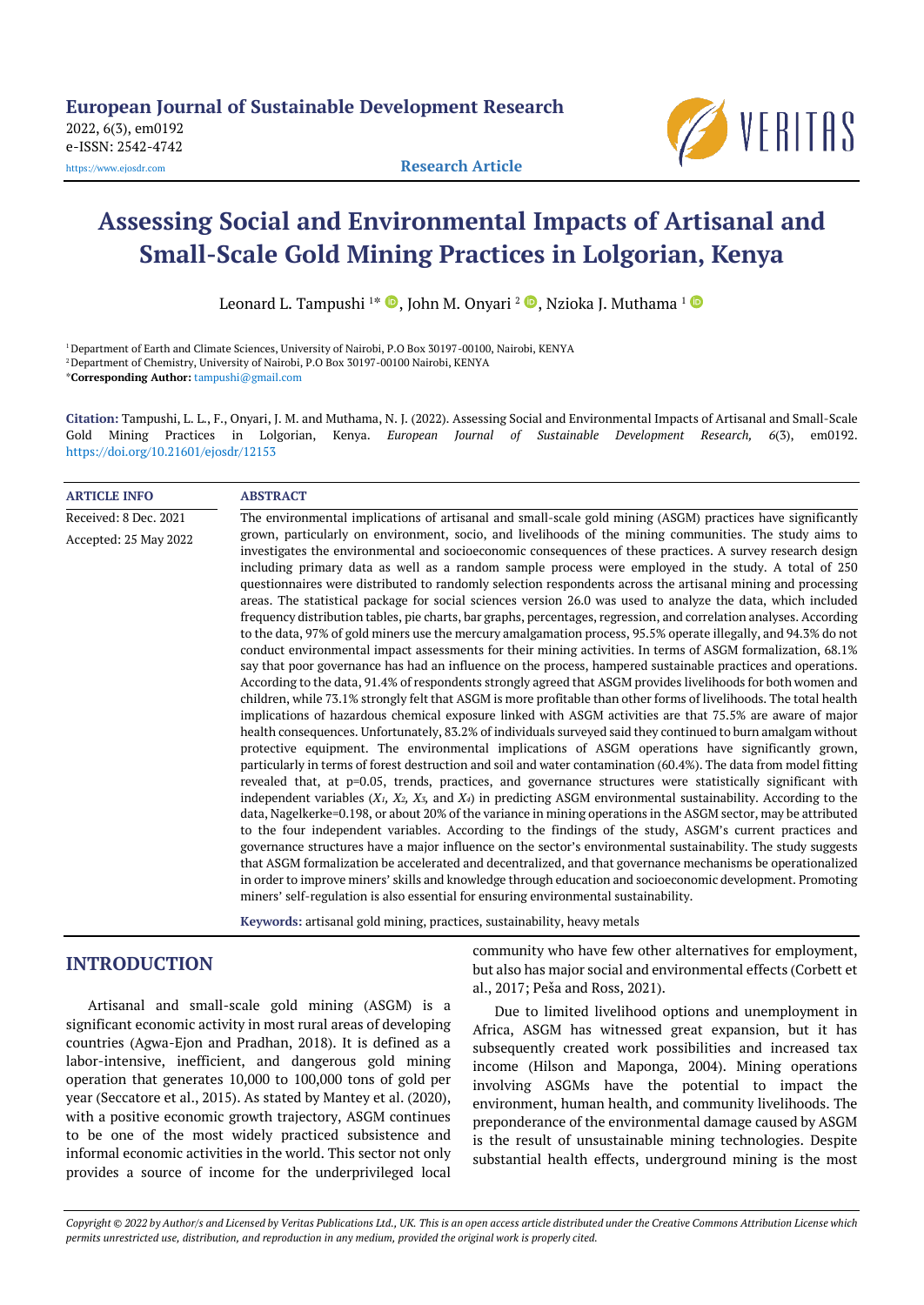**European Journal of Sustainable Development Research**
2022, 6(3), em0192
e-ISSN: 2542-4742
https://www.ejosdr.com

**Research Article**

# Assessing Social and Environmental Impacts of Artisanal and Small-Scale Gold Mining Practices in Lolgorian, Kenya

Leonard L. Tampushi [1*], John M. Onyari [2], Nzioka J. Muthama [1]

[1] Department of Earth and Climate Sciences, University of Nairobi, P.O Box 30197-00100, Nairobi, KENYA
[2] Department of Chemistry, University of Nairobi, P.O Box 30197-00100 Nairobi, KENYA
*Corresponding Author: tampushi@gmail.com

**Citation:** Tampushi, L. L., F., Onyari, J. M. and Muthama, N. J. (2022). Assessing Social and Environmental Impacts of Artisanal and Small-Scale Gold Mining Practices in Lolgorian, Kenya. *European Journal of Sustainable Development Research, 6*(3), em0192. https://doi.org/10.21601/ejosdr/12153

**ARTICLE INFO**

Received: 8 Dec. 2021
Accepted: 25 May 2022

**ABSTRACT**

The environmental implications of artisanal and small-scale gold mining (ASGM) practices have significantly grown, particularly on environment, socio, and livelihoods of the mining communities. The study aims to investigates the environmental and socioeconomic consequences of these practices. A survey research design including primary data as well as a random sample process were employed in the study. A total of 250 questionnaires were distributed to randomly selection respondents across the artisanal mining and processing areas. The statistical package for social sciences version 26.0 was used to analyze the data, which included frequency distribution tables, pie charts, bar graphs, percentages, regression, and correlation analyses. According to the data, 97% of gold miners use the mercury amalgamation process, 95.5% operate illegally, and 94.3% do not conduct environmental impact assessments for their mining activities. In terms of ASGM formalization, 68.1% say that poor governance has had an influence on the process, hampered sustainable practices and operations. According to the data, 91.4% of respondents strongly agreed that ASGM provides livelihoods for both women and children, while 73.1% strongly felt that ASGM is more profitable than other forms of livelihoods. The total health implications of hazardous chemical exposure linked with ASGM activities are that 75.5% are aware of major health consequences. Unfortunately, 83.2% of individuals surveyed said they continued to burn amalgam without protective equipment. The environmental implications of ASGM operations have significantly grown, particularly in terms of forest destruction and soil and water contamination (60.4%). The data from model fitting revealed that, at p=0.05, trends, practices, and governance structures were statistically significant with independent variables ($X_1$, $X_2$, $X_3$, and $X_4$) in predicting ASGM environmental sustainability. According to the data, Nagelkerke=0.198, or about 20% of the variance in mining operations in the ASGM sector, may be attributed to the four independent variables. According to the findings of the study, ASGM's current practices and governance structures have a major influence on the sector's environmental sustainability. The study suggests that ASGM formalization be accelerated and decentralized, and that governance mechanisms be operationalized in order to improve miners' skills and knowledge through education and socioeconomic development. Promoting miners' self-regulation is also essential for ensuring environmental sustainability.

**Keywords:** artisanal gold mining, practices, sustainability, heavy metals

## INTRODUCTION

Artisanal and small-scale gold mining (ASGM) is a significant economic activity in most rural areas of developing countries (Agwa-Ejon and Pradhan, 2018). It is defined as a labor-intensive, inefficient, and dangerous gold mining operation that generates 10,000 to 100,000 tons of gold per year (Seccatore et al., 2015). As stated by Mantey et al. (2020), with a positive economic growth trajectory, ASGM continues to be one of the most widely practiced subsistence and informal economic activities in the world. This sector not only provides a source of income for the underprivileged local community who have few other alternatives for employment, but also has major social and environmental effects (Corbett et al., 2017; Peša and Ross, 2021).

Due to limited livelihood options and unemployment in Africa, ASGM has witnessed great expansion, but it has subsequently created work possibilities and increased tax income (Hilson and Maponga, 2004). Mining operations involving ASGMs have the potential to impact the environment, human health, and community livelihoods. The preponderance of the environmental damage caused by ASGM is the result of unsustainable mining technologies. Despite substantial health effects, underground mining is the most

*Copyright © 2022 by Author/s and Licensed by Veritas Publications Ltd., UK. This is an open access article distributed under the Creative Commons Attribution License which permits unrestricted use, distribution, and reproduction in any medium, provided the original work is properly cited.*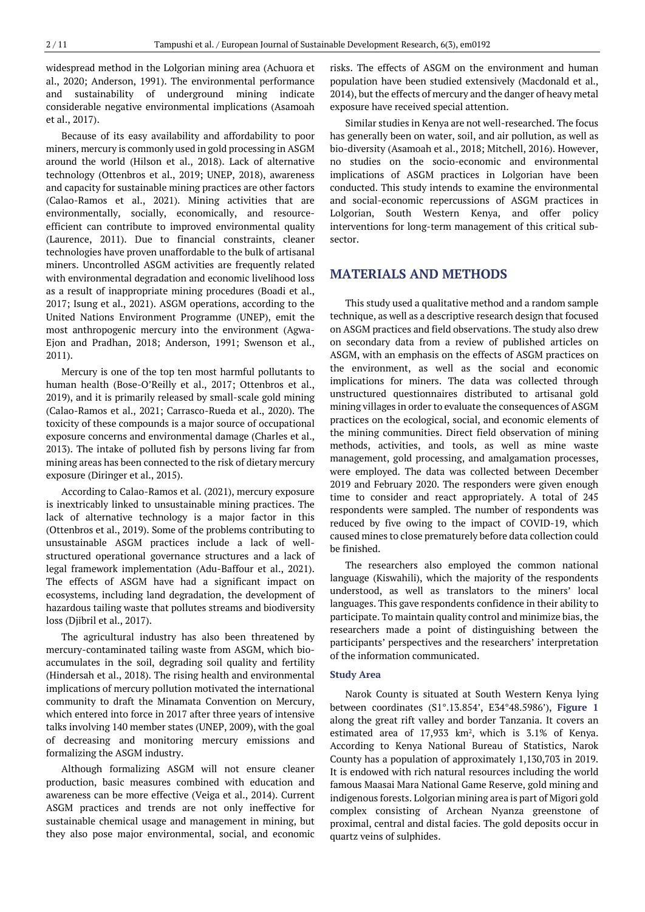widespread method in the Lolgorian mining area (Achuora et al., 2020; Anderson, 1991). The environmental performance and sustainability of underground mining indicate considerable negative environmental implications (Asamoah et al., 2017).

Because of its easy availability and affordability to poor miners, mercury is commonly used in gold processing in ASGM around the world (Hilson et al., 2018). Lack of alternative technology (Ottenbros et al., 2019; UNEP, 2018), awareness and capacity for sustainable mining practices are other factors (Calao-Ramos et al., 2021). Mining activities that are environmentally, socially, economically, and resource-efficient can contribute to improved environmental quality (Laurence, 2011). Due to financial constraints, cleaner technologies have proven unaffordable to the bulk of artisanal miners. Uncontrolled ASGM activities are frequently related with environmental degradation and economic livelihood loss as a result of inappropriate mining procedures (Boadi et al., 2017; Isung et al., 2021). ASGM operations, according to the United Nations Environment Programme (UNEP), emit the most anthropogenic mercury into the environment (Agwa-Ejon and Pradhan, 2018; Anderson, 1991; Swenson et al., 2011).

Mercury is one of the top ten most harmful pollutants to human health (Bose-O'Reilly et al., 2017; Ottenbros et al., 2019), and it is primarily released by small-scale gold mining (Calao-Ramos et al., 2021; Carrasco-Rueda et al., 2020). The toxicity of these compounds is a major source of occupational exposure concerns and environmental damage (Charles et al., 2013). The intake of polluted fish by persons living far from mining areas has been connected to the risk of dietary mercury exposure (Diringer et al., 2015).

According to Calao-Ramos et al. (2021), mercury exposure is inextricably linked to unsustainable mining practices. The lack of alternative technology is a major factor in this (Ottenbros et al., 2019). Some of the problems contributing to unsustainable ASGM practices include a lack of well-structured operational governance structures and a lack of legal framework implementation (Adu-Baffour et al., 2021). The effects of ASGM have had a significant impact on ecosystems, including land degradation, the development of hazardous tailing waste that pollutes streams and biodiversity loss (Djibril et al., 2017).

The agricultural industry has also been threatened by mercury-contaminated tailing waste from ASGM, which bio-accumulates in the soil, degrading soil quality and fertility (Hindersah et al., 2018). The rising health and environmental implications of mercury pollution motivated the international community to draft the Minamata Convention on Mercury, which entered into force in 2017 after three years of intensive talks involving 140 member states (UNEP, 2009), with the goal of decreasing and monitoring mercury emissions and formalizing the ASGM industry.

Although formalizing ASGM will not ensure cleaner production, basic measures combined with education and awareness can be more effective (Veiga et al., 2014). Current ASGM practices and trends are not only ineffective for sustainable chemical usage and management in mining, but they also pose major environmental, social, and economic risks. The effects of ASGM on the environment and human population have been studied extensively (Macdonald et al., 2014), but the effects of mercury and the danger of heavy metal exposure have received special attention.

Similar studies in Kenya are not well-researched. The focus has generally been on water, soil, and air pollution, as well as bio-diversity (Asamoah et al., 2018; Mitchell, 2016). However, no studies on the socio-economic and environmental implications of ASGM practices in Lolgorian have been conducted. This study intends to examine the environmental and social-economic repercussions of ASGM practices in Lolgorian, South Western Kenya, and offer policy interventions for long-term management of this critical sub-sector.

## MATERIALS AND METHODS

This study used a qualitative method and a random sample technique, as well as a descriptive research design that focused on ASGM practices and field observations. The study also drew on secondary data from a review of published articles on ASGM, with an emphasis on the effects of ASGM practices on the environment, as well as the social and economic implications for miners. The data was collected through unstructured questionnaires distributed to artisanal gold mining villages in order to evaluate the consequences of ASGM practices on the ecological, social, and economic elements of the mining communities. Direct field observation of mining methods, activities, and tools, as well as mine waste management, gold processing, and amalgamation processes, were employed. The data was collected between December 2019 and February 2020. The responders were given enough time to consider and react appropriately. A total of 245 respondents were sampled. The number of respondents was reduced by five owing to the impact of COVID-19, which caused mines to close prematurely before data collection could be finished.

The researchers also employed the common national language (Kiswahili), which the majority of the respondents understood, as well as translators to the miners' local languages. This gave respondents confidence in their ability to participate. To maintain quality control and minimize bias, the researchers made a point of distinguishing between the participants' perspectives and the researchers' interpretation of the information communicated.

### Study Area

Narok County is situated at South Western Kenya lying between coordinates (S1°.13.854', E34°48.5986'), **Figure 1** along the great rift valley and border Tanzania. It covers an estimated area of 17,933 km$^2$, which is 3.1% of Kenya. According to Kenya National Bureau of Statistics, Narok County has a population of approximately 1,130,703 in 2019. It is endowed with rich natural resources including the world famous Maasai Mara National Game Reserve, gold mining and indigenous forests. Lolgorian mining area is part of Migori gold complex consisting of Archean Nyanza greenstone of proximal, central and distal facies. The gold deposits occur in quartz veins of sulphides.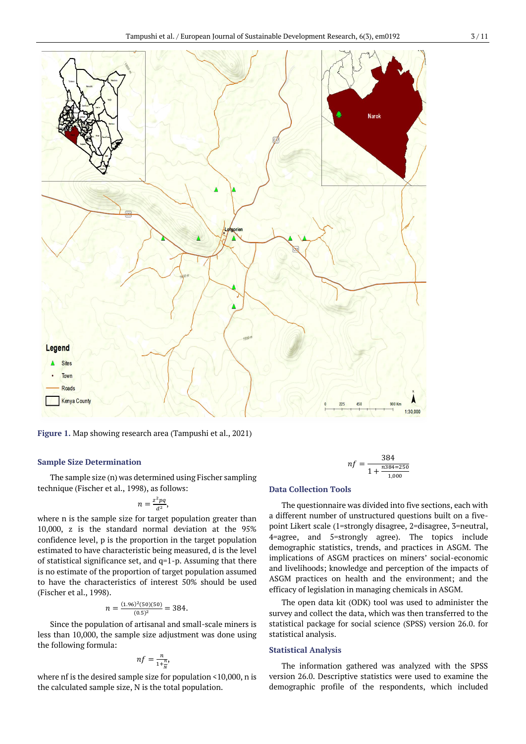Figure 1. Map showing research area (Tampushi et al., 2021)

### Sample Size Determination

The sample size (n) was determined using Fischer sampling technique (Fischer et al., 1998), as follows:

$$n = \frac{z^2pq}{d^2},$$

where n is the sample size for target population greater than 10,000, z is the standard normal deviation at the 95% confidence level, p is the proportion in the target population estimated to have characteristic being measured, d is the level of statistical significance set, and q=1-p. Assuming that there is no estimate of the proportion of target population assumed to have the characteristics of interest 50% should be used (Fischer et al., 1998).

$$n = \frac{(1.96)^2(50)(50)}{(0.5)^2} = 384.$$

Since the population of artisanal and small-scale miners is less than 10,000, the sample size adjustment was done using the following formula:

$$nf = \frac{n}{1+\frac{n}{N}},$$

where nf is the desired sample size for population <10,000, n is the calculated sample size, N is the total population.

$$nf = \frac{384}{1 + \frac{n384=250}{1,000}}$$

### Data Collection Tools

The questionnaire was divided into five sections, each with a different number of unstructured questions built on a five-point Likert scale (1=strongly disagree, 2=disagree, 3=neutral, 4=agree, and 5=strongly agree). The topics include demographic statistics, trends, and practices in ASGM. The implications of ASGM practices on miners' social-economic and livelihoods; knowledge and perception of the impacts of ASGM practices on health and the environment; and the efficacy of legislation in managing chemicals in ASGM.

The open data kit (ODK) tool was used to administer the survey and collect the data, which was then transferred to the statistical package for social science (SPSS) version 26.0. for statistical analysis.

### Statistical Analysis

The information gathered was analyzed with the SPSS version 26.0. Descriptive statistics were used to examine the demographic profile of the respondents, which included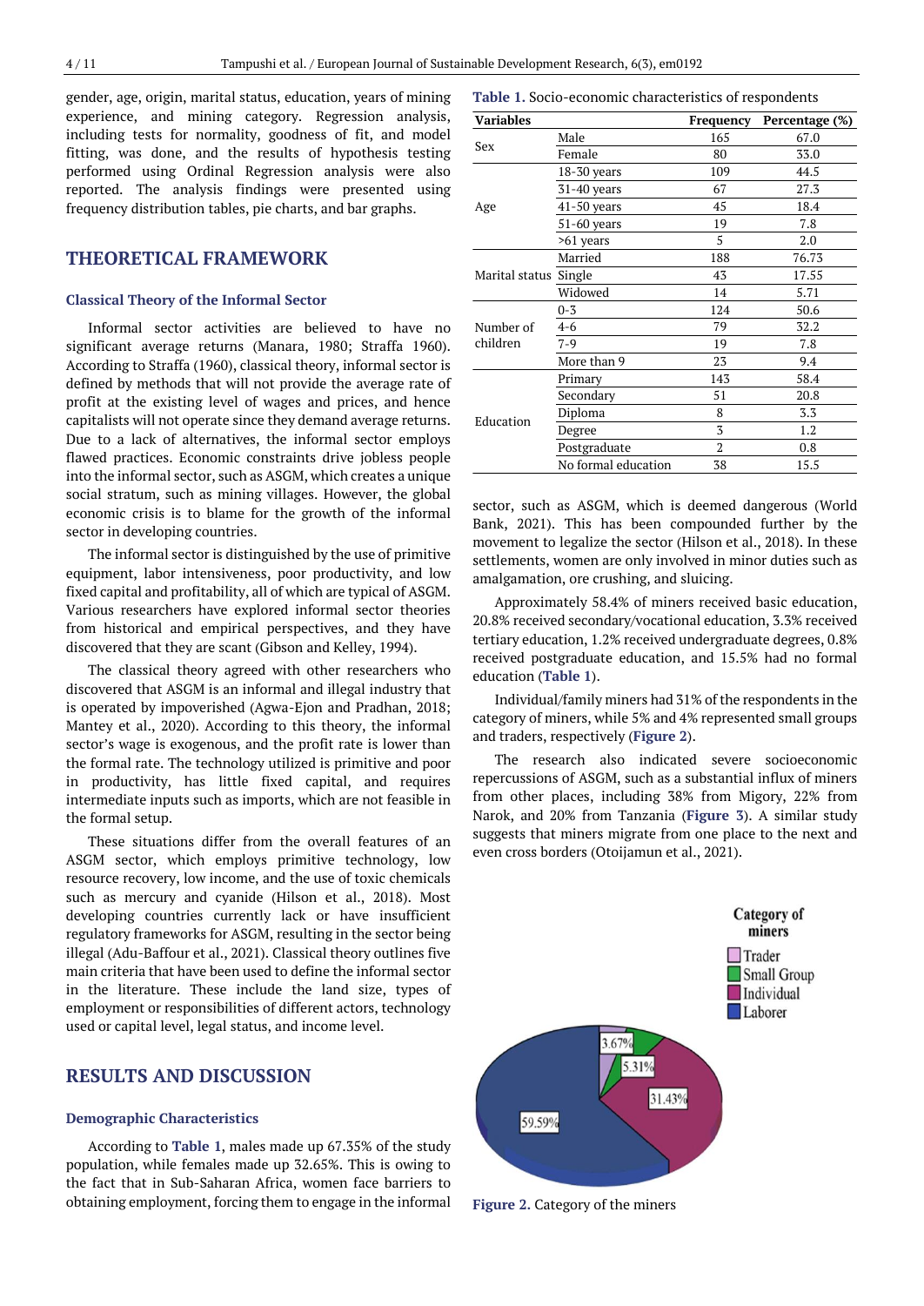gender, age, origin, marital status, education, years of mining experience, and mining category. Regression analysis, including tests for normality, goodness of fit, and model fitting, was done, and the results of hypothesis testing performed using Ordinal Regression analysis were also reported. The analysis findings were presented using frequency distribution tables, pie charts, and bar graphs.

## THEORETICAL FRAMEWORK

### Classical Theory of the Informal Sector

Informal sector activities are believed to have no significant average returns (Manara, 1980; Straffa 1960). According to Straffa (1960), classical theory, informal sector is defined by methods that will not provide the average rate of profit at the existing level of wages and prices, and hence capitalists will not operate since they demand average returns. Due to a lack of alternatives, the informal sector employs flawed practices. Economic constraints drive jobless people into the informal sector, such as ASGM, which creates a unique social stratum, such as mining villages. However, the global economic crisis is to blame for the growth of the informal sector in developing countries.

The informal sector is distinguished by the use of primitive equipment, labor intensiveness, poor productivity, and low fixed capital and profitability, all of which are typical of ASGM. Various researchers have explored informal sector theories from historical and empirical perspectives, and they have discovered that they are scant (Gibson and Kelley, 1994).

The classical theory agreed with other researchers who discovered that ASGM is an informal and illegal industry that is operated by impoverished (Agwa-Ejon and Pradhan, 2018; Mantey et al., 2020). According to this theory, the informal sector's wage is exogenous, and the profit rate is lower than the formal rate. The technology utilized is primitive and poor in productivity, has little fixed capital, and requires intermediate inputs such as imports, which are not feasible in the formal setup.

These situations differ from the overall features of an ASGM sector, which employs primitive technology, low resource recovery, low income, and the use of toxic chemicals such as mercury and cyanide (Hilson et al., 2018). Most developing countries currently lack or have insufficient regulatory frameworks for ASGM, resulting in the sector being illegal (Adu-Baffour et al., 2021). Classical theory outlines five main criteria that have been used to define the informal sector in the literature. These include the land size, types of employment or responsibilities of different actors, technology used or capital level, legal status, and income level.

## RESULTS AND DISCUSSION

### Demographic Characteristics

According to **Table 1**, males made up 67.35% of the study population, while females made up 32.65%. This is owing to the fact that in Sub-Saharan Africa, women face barriers to obtaining employment, forcing them to engage in the informal sector, such as ASGM, which is deemed dangerous (World Bank, 2021). This has been compounded further by the movement to legalize the sector (Hilson et al., 2018). In these settlements, women are only involved in minor duties such as amalgamation, ore crushing, and sluicing.

**Table 1.** Socio-economic characteristics of respondents

| Variables | | Frequency | Percentage (%) |
|---|---|---|---|
| Sex | Male | 165 | 67.0 |
| | Female | 80 | 33.0 |
| Age | 18-30 years | 109 | 44.5 |
| | 31-40 years | 67 | 27.3 |
| | 41-50 years | 45 | 18.4 |
| | 51-60 years | 19 | 7.8 |
| | >61 years | 5 | 2.0 |
| Marital status | Married | 188 | 76.73 |
| | Single | 43 | 17.55 |
| | Widowed | 14 | 5.71 |
| Number of children | 0-3 | 124 | 50.6 |
| | 4-6 | 79 | 32.2 |
| | 7-9 | 19 | 7.8 |
| | More than 9 | 23 | 9.4 |
| Education | Primary | 143 | 58.4 |
| | Secondary | 51 | 20.8 |
| | Diploma | 8 | 3.3 |
| | Degree | 3 | 1.2 |
| | Postgraduate | 2 | 0.8 |
| | No formal education | 38 | 15.5 |

Approximately 58.4% of miners received basic education, 20.8% received secondary/vocational education, 3.3% received tertiary education, 1.2% received undergraduate degrees, 0.8% received postgraduate education, and 15.5% had no formal education (**Table 1**).

Individual/family miners had 31% of the respondents in the category of miners, while 5% and 4% represented small groups and traders, respectively (**Figure 2**).

The research also indicated severe socioeconomic repercussions of ASGM, such as a substantial influx of miners from other places, including 38% from Migory, 22% from Narok, and 20% from Tanzania (**Figure 3**). A similar study suggests that miners migrate from one place to the next and even cross borders (Otoijamun et al., 2021).

**Figure 2.** Category of the miners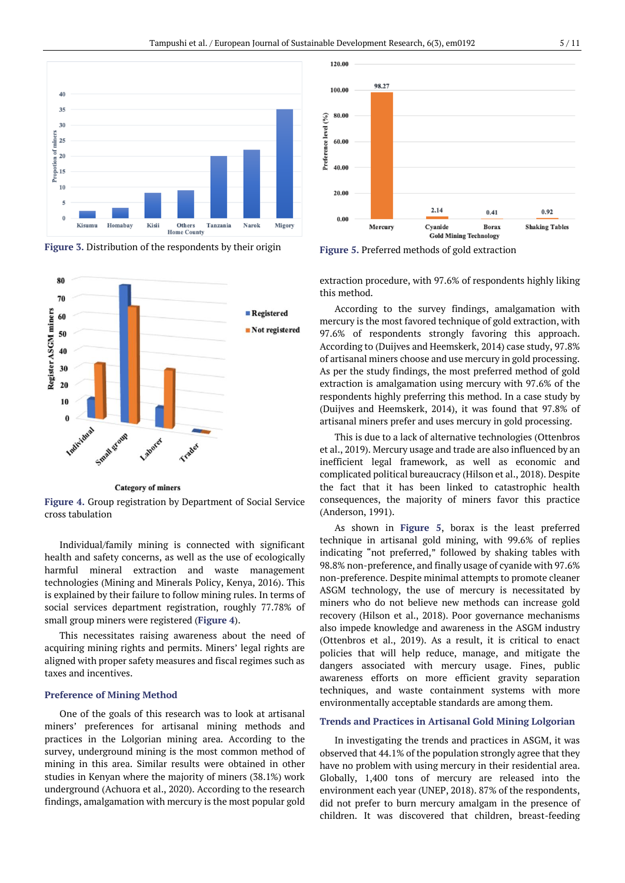Figure 3. Distribution of the respondents by their origin

Figure 4. Group registration by Department of Social Service cross tabulation

Individual/family mining is connected with significant health and safety concerns, as well as the use of ecologically harmful mineral extraction and waste management technologies (Mining and Minerals Policy, Kenya, 2016). This is explained by their failure to follow mining rules. In terms of social services department registration, roughly 77.78% of small group miners were registered (Figure 4).

This necessitates raising awareness about the need of acquiring mining rights and permits. Miners' legal rights are aligned with proper safety measures and fiscal regimes such as taxes and incentives.

### Preference of Mining Method

One of the goals of this research was to look at artisanal miners' preferences for artisanal mining methods and practices in the Lolgorian mining area. According to the survey, underground mining is the most common method of mining in this area. Similar results were obtained in other studies in Kenyan where the majority of miners (38.1%) work underground (Achuora et al., 2020). According to the research findings, amalgamation with mercury is the most popular gold

Figure 5. Preferred methods of gold extraction

extraction procedure, with 97.6% of respondents highly liking this method.

According to the survey findings, amalgamation with mercury is the most favored technique of gold extraction, with 97.6% of respondents strongly favoring this approach. According to (Duijves and Heemskerk, 2014) case study, 97.8% of artisanal miners choose and use mercury in gold processing. As per the study findings, the most preferred method of gold extraction is amalgamation using mercury with 97.6% of the respondents highly preferring this method. In a case study by (Duijves and Heemskerk, 2014), it was found that 97.8% of artisanal miners prefer and uses mercury in gold processing.

This is due to a lack of alternative technologies (Ottenbros et al., 2019). Mercury usage and trade are also influenced by an inefficient legal framework, as well as economic and complicated political bureaucracy (Hilson et al., 2018). Despite the fact that it has been linked to catastrophic health consequences, the majority of miners favor this practice (Anderson, 1991).

As shown in Figure 5, borax is the least preferred technique in artisanal gold mining, with 99.6% of replies indicating "not preferred," followed by shaking tables with 98.8% non-preference, and finally usage of cyanide with 97.6% non-preference. Despite minimal attempts to promote cleaner ASGM technology, the use of mercury is necessitated by miners who do not believe new methods can increase gold recovery (Hilson et al., 2018). Poor governance mechanisms also impede knowledge and awareness in the ASGM industry (Ottenbros et al., 2019). As a result, it is critical to enact policies that will help reduce, manage, and mitigate the dangers associated with mercury usage. Fines, public awareness efforts on more efficient gravity separation techniques, and waste containment systems with more environmentally acceptable standards are among them.

### Trends and Practices in Artisanal Gold Mining Lolgorian

In investigating the trends and practices in ASGM, it was observed that 44.1% of the population strongly agree that they have no problem with using mercury in their residential area. Globally, 1,400 tons of mercury are released into the environment each year (UNEP, 2018). 87% of the respondents, did not prefer to burn mercury amalgam in the presence of children. It was discovered that children, breast-feeding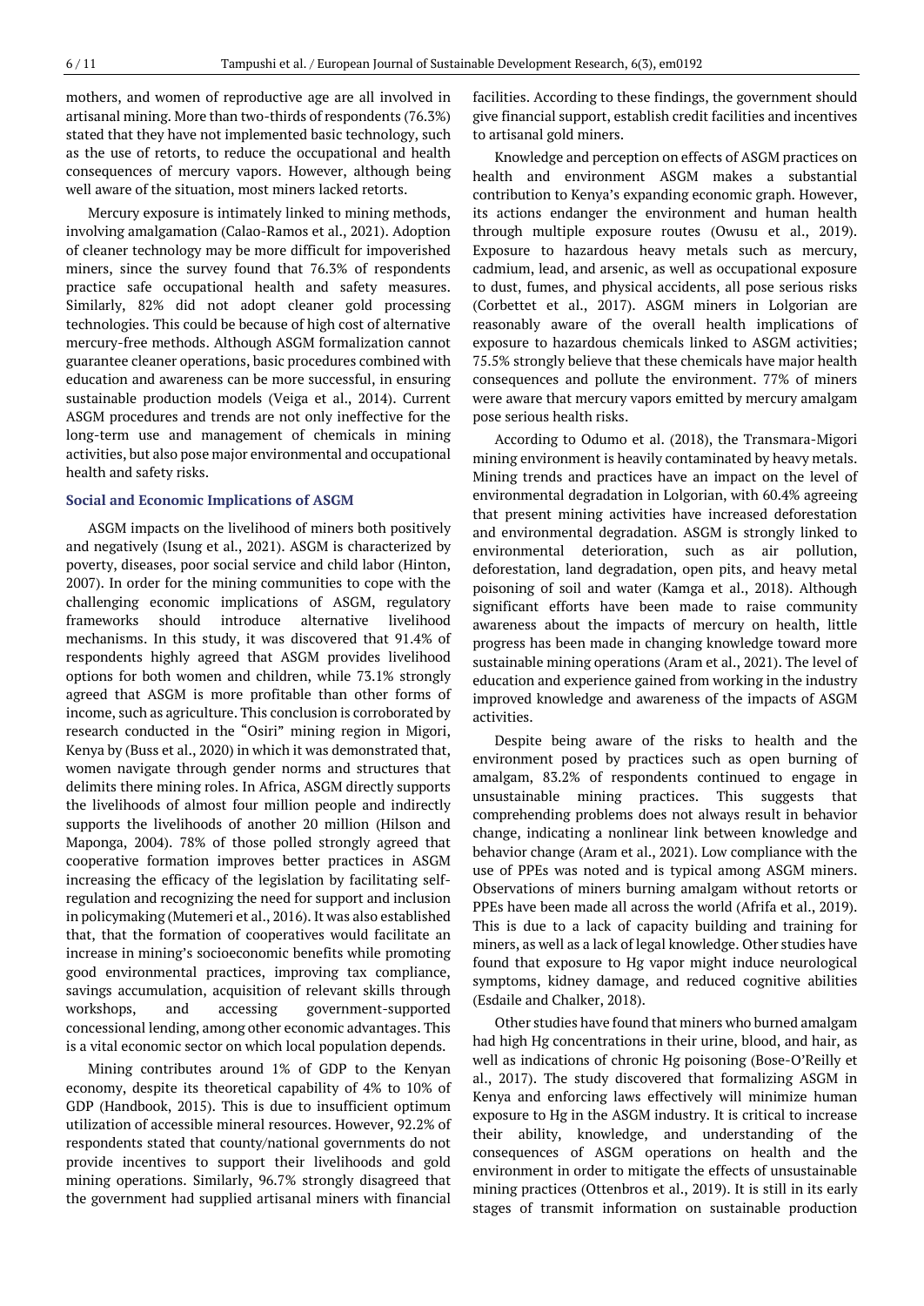mothers, and women of reproductive age are all involved in artisanal mining. More than two-thirds of respondents (76.3%) stated that they have not implemented basic technology, such as the use of retorts, to reduce the occupational and health consequences of mercury vapors. However, although being well aware of the situation, most miners lacked retorts.

Mercury exposure is intimately linked to mining methods, involving amalgamation (Calao-Ramos et al., 2021). Adoption of cleaner technology may be more difficult for impoverished miners, since the survey found that 76.3% of respondents practice safe occupational health and safety measures. Similarly, 82% did not adopt cleaner gold processing technologies. This could be because of high cost of alternative mercury-free methods. Although ASGM formalization cannot guarantee cleaner operations, basic procedures combined with education and awareness can be more successful, in ensuring sustainable production models (Veiga et al., 2014). Current ASGM procedures and trends are not only ineffective for the long-term use and management of chemicals in mining activities, but also pose major environmental and occupational health and safety risks.

### Social and Economic Implications of ASGM

ASGM impacts on the livelihood of miners both positively and negatively (Isung et al., 2021). ASGM is characterized by poverty, diseases, poor social service and child labor (Hinton, 2007). In order for the mining communities to cope with the challenging economic implications of ASGM, regulatory frameworks should introduce alternative livelihood mechanisms. In this study, it was discovered that 91.4% of respondents highly agreed that ASGM provides livelihood options for both women and children, while 73.1% strongly agreed that ASGM is more profitable than other forms of income, such as agriculture. This conclusion is corroborated by research conducted in the "Osiri" mining region in Migori, Kenya by (Buss et al., 2020) in which it was demonstrated that, women navigate through gender norms and structures that delimits there mining roles. In Africa, ASGM directly supports the livelihoods of almost four million people and indirectly supports the livelihoods of another 20 million (Hilson and Maponga, 2004). 78% of those polled strongly agreed that cooperative formation improves better practices in ASGM increasing the efficacy of the legislation by facilitating self-regulation and recognizing the need for support and inclusion in policymaking (Mutemeri et al., 2016). It was also established that, that the formation of cooperatives would facilitate an increase in mining's socioeconomic benefits while promoting good environmental practices, improving tax compliance, savings accumulation, acquisition of relevant skills through workshops, and accessing government-supported concessional lending, among other economic advantages. This is a vital economic sector on which local population depends.

Mining contributes around 1% of GDP to the Kenyan economy, despite its theoretical capability of 4% to 10% of GDP (Handbook, 2015). This is due to insufficient optimum utilization of accessible mineral resources. However, 92.2% of respondents stated that county/national governments do not provide incentives to support their livelihoods and gold mining operations. Similarly, 96.7% strongly disagreed that the government had supplied artisanal miners with financial facilities. According to these findings, the government should give financial support, establish credit facilities and incentives to artisanal gold miners.

Knowledge and perception on effects of ASGM practices on health and environment ASGM makes a substantial contribution to Kenya's expanding economic graph. However, its actions endanger the environment and human health through multiple exposure routes (Owusu et al., 2019). Exposure to hazardous heavy metals such as mercury, cadmium, lead, and arsenic, as well as occupational exposure to dust, fumes, and physical accidents, all pose serious risks (Corbettet et al., 2017). ASGM miners in Lolgorian are reasonably aware of the overall health implications of exposure to hazardous chemicals linked to ASGM activities; 75.5% strongly believe that these chemicals have major health consequences and pollute the environment. 77% of miners were aware that mercury vapors emitted by mercury amalgam pose serious health risks.

According to Odumo et al. (2018), the Transmara-Migori mining environment is heavily contaminated by heavy metals. Mining trends and practices have an impact on the level of environmental degradation in Lolgorian, with 60.4% agreeing that present mining activities have increased deforestation and environmental degradation. ASGM is strongly linked to environmental deterioration, such as air pollution, deforestation, land degradation, open pits, and heavy metal poisoning of soil and water (Kamga et al., 2018). Although significant efforts have been made to raise community awareness about the impacts of mercury on health, little progress has been made in changing knowledge toward more sustainable mining operations (Aram et al., 2021). The level of education and experience gained from working in the industry improved knowledge and awareness of the impacts of ASGM activities.

Despite being aware of the risks to health and the environment posed by practices such as open burning of amalgam, 83.2% of respondents continued to engage in unsustainable mining practices. This suggests that comprehending problems does not always result in behavior change, indicating a nonlinear link between knowledge and behavior change (Aram et al., 2021). Low compliance with the use of PPEs was noted and is typical among ASGM miners. Observations of miners burning amalgam without retorts or PPEs have been made all across the world (Afrifa et al., 2019). This is due to a lack of capacity building and training for miners, as well as a lack of legal knowledge. Other studies have found that exposure to Hg vapor might induce neurological symptoms, kidney damage, and reduced cognitive abilities (Esdaile and Chalker, 2018).

Other studies have found that miners who burned amalgam had high Hg concentrations in their urine, blood, and hair, as well as indications of chronic Hg poisoning (Bose-O'Reilly et al., 2017). The study discovered that formalizing ASGM in Kenya and enforcing laws effectively will minimize human exposure to Hg in the ASGM industry. It is critical to increase their ability, knowledge, and understanding of the consequences of ASGM operations on health and the environment in order to mitigate the effects of unsustainable mining practices (Ottenbros et al., 2019). It is still in its early stages of transmit information on sustainable production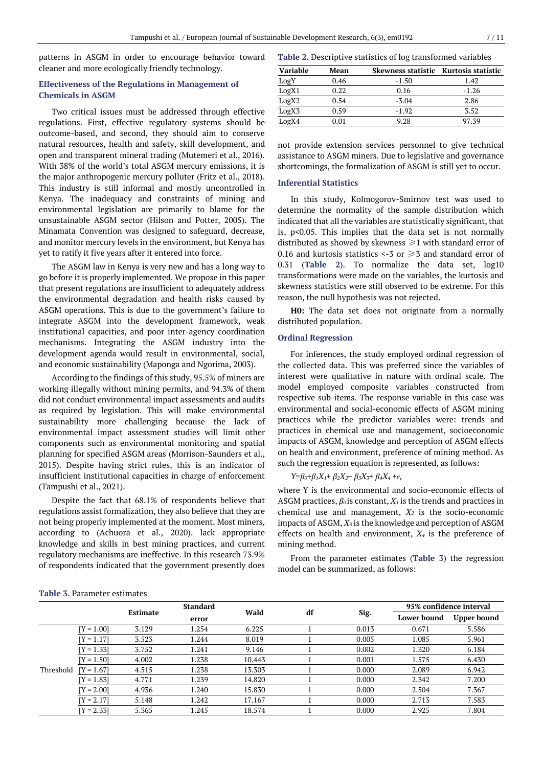patterns in ASGM in order to encourage behavior toward cleaner and more ecologically friendly technology.

### Effectiveness of the Regulations in Management of Chemicals in ASGM

Two critical issues must be addressed through effective regulations. First, effective regulatory systems should be outcome-based, and second, they should aim to conserve natural resources, health and safety, skill development, and open and transparent mineral trading (Mutemeri et al., 2016). With 38% of the world's total ASGM mercury emissions, it is the major anthropogenic mercury polluter (Fritz et al., 2018). This industry is still informal and mostly uncontrolled in Kenya. The inadequacy and constraints of mining and environmental legislation are primarily to blame for the unsustainable ASGM sector (Hilson and Potter, 2005). The Minamata Convention was designed to safeguard, decrease, and monitor mercury levels in the environment, but Kenya has yet to ratify it five years after it entered into force.

The ASGM law in Kenya is very new and has a long way to go before it is properly implemented. We propose in this paper that present regulations are insufficient to adequately address the environmental degradation and health risks caused by ASGM operations. This is due to the government's failure to integrate ASGM into the development framework, weak institutional capacities, and poor inter-agency coordination mechanisms. Integrating the ASGM industry into the development agenda would result in environmental, social, and economic sustainability (Maponga and Ngorima, 2003).

According to the findings of this study, 95.5% of miners are working illegally without mining permits, and 94.3% of them did not conduct environmental impact assessments and audits as required by legislation. This will make environmental sustainability more challenging because the lack of environmental impact assessment studies will limit other components such as environmental monitoring and spatial planning for specified ASGM areas (Morrison-Saunders et al., 2015). Despite having strict rules, this is an indicator of insufficient institutional capacities in charge of enforcement (Tampushi et al., 2021).

Despite the fact that 68.1% of respondents believe that regulations assist formalization, they also believe that they are not being properly implemented at the moment. Most miners, according to (Achuora et al., 2020). lack appropriate knowledge and skills in best mining practices, and current regulatory mechanisms are ineffective. In this research 73.9% of respondents indicated that the government presently does not provide extension services personnel to give technical assistance to ASGM miners. Due to legislative and governance shortcomings, the formalization of ASGM is still yet to occur.

**Table 2.** Descriptive statistics of log transformed variables

| Variable | Mean | Skewness statistic | Kurtosis statistic |
|---|---|---|---|
| LogY | 0.46 | -1.50 | 1.42 |
| LogX1 | 0.22 | 0.16 | -1.26 |
| LogX2 | 0.54 | -3.04 | 2.86 |
| LogX3 | 0.59 | -1.92 | 3.52 |
| LogX4 | 0.01 | 9.28 | 97.39 |

### Inferential Statistics

In this study, Kolmogorov-Smirnov test was used to determine the normality of the sample distribution which indicated that all the variables are statistically significant, that is, $p<0.05$. This implies that the data set is not normally distributed as showed by skewness $\geqslant 1$ with standard error of 0.16 and kurtosis statistics $<-3$ or $\geqslant 3$ and standard error of 0.31 (**Table 2**). To normalize the data set, log10 transformations were made on the variables, the kurtosis and skewness statistics were still observed to be extreme. For this reason, the null hypothesis was not rejected.

**H0:** The data set does not originate from a normally distributed population.

### Ordinal Regression

For inferences, the study employed ordinal regression of the collected data. This was preferred since the variables of interest were qualitative in nature with ordinal scale. The model employed composite variables constructed from respective sub-items. The response variable in this case was environmental and social-economic effects of ASGM mining practices while the predictor variables were: trends and practices in chemical use and management, socioeconomic impacts of ASGM, knowledge and perception of ASGM effects on health and environment, preference of mining method. As such the regression equation is represented, as follows:

$$Y=\beta_0+\beta_1X_1+\beta_2X_2+\beta_3X_3+\beta_4X_4+\varepsilon,$$

where Y is the environmental and socio-economic effects of ASGM practices, $\beta_0$ is constant, $X_1$ is the trends and practices in chemical use and management, $X_2$ is the socio-economic impacts of ASGM, $X_3$ is the knowledge and perception of ASGM effects on health and environment, $X_4$ is the preference of mining method.

From the parameter estimates (**Table 3**) the regression model can be summarized, as follows:

**Table 3.** Parameter estimates

| | | Estimate | Standard error | Wald | df | Sig. | 95% confidence interval | |
|---|---|---|---|---|---|---|---|---|
| | | | | | | | Lower bound | Upper bound |
| Threshold | [Y = 1.00] | 3.129 | 1.254 | 6.225 | 1 | 0.013 | 0.671 | 5.586 |
| | [Y = 1.17] | 3.523 | 1.244 | 8.019 | 1 | 0.005 | 1.085 | 5.961 |
| | [Y = 1.33] | 3.752 | 1.241 | 9.146 | 1 | 0.002 | 1.320 | 6.184 |
| | [Y = 1.50] | 4.002 | 1.238 | 10.443 | 1 | 0.001 | 1.575 | 6.430 |
| | [Y = 1.67] | 4.515 | 1.238 | 13.303 | 1 | 0.000 | 2.089 | 6.942 |
| | [Y = 1.83] | 4.771 | 1.239 | 14.820 | 1 | 0.000 | 2.342 | 7.200 |
| | [Y = 2.00] | 4.936 | 1.240 | 15.830 | 1 | 0.000 | 2.504 | 7.367 |
| | [Y = 2.17] | 5.148 | 1.242 | 17.167 | 1 | 0.000 | 2.713 | 7.583 |
| | [Y = 2.33] | 5.365 | 1.245 | 18.574 | 1 | 0.000 | 2.925 | 7.804 |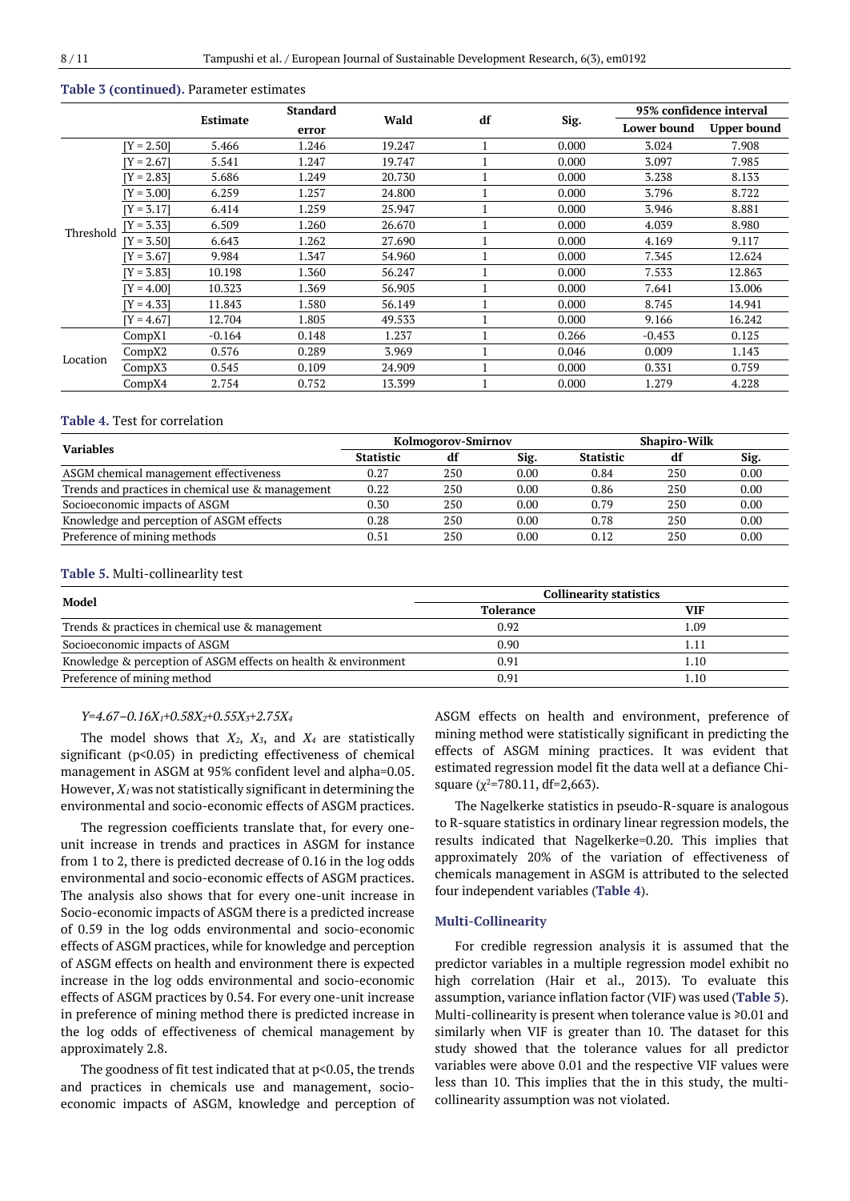**Table 3 (continued).** Parameter estimates

| | | Estimate | Standard error | Wald | df | Sig. | 95% confidence interval | |
|---|---|---|---|---|---|---|---|---|
| | | | | | | | Lower bound | Upper bound |
| Threshold | [Y = 2.50] | 5.466 | 1.246 | 19.247 | 1 | 0.000 | 3.024 | 7.908 |
| | [Y = 2.67] | 5.541 | 1.247 | 19.747 | 1 | 0.000 | 3.097 | 7.985 |
| | [Y = 2.83] | 5.686 | 1.249 | 20.730 | 1 | 0.000 | 3.238 | 8.133 |
| | [Y = 3.00] | 6.259 | 1.257 | 24.800 | 1 | 0.000 | 3.796 | 8.722 |
| | [Y = 3.17] | 6.414 | 1.259 | 25.947 | 1 | 0.000 | 3.946 | 8.881 |
| | [Y = 3.33] | 6.509 | 1.260 | 26.670 | 1 | 0.000 | 4.039 | 8.980 |
| | [Y = 3.50] | 6.643 | 1.262 | 27.690 | 1 | 0.000 | 4.169 | 9.117 |
| | [Y = 3.67] | 9.984 | 1.347 | 54.960 | 1 | 0.000 | 7.345 | 12.624 |
| | [Y = 3.83] | 10.198 | 1.360 | 56.247 | 1 | 0.000 | 7.533 | 12.863 |
| | [Y = 4.00] | 10.323 | 1.369 | 56.905 | 1 | 0.000 | 7.641 | 13.006 |
| | [Y = 4.33] | 11.843 | 1.580 | 56.149 | 1 | 0.000 | 8.745 | 14.941 |
| | [Y = 4.67] | 12.704 | 1.805 | 49.533 | 1 | 0.000 | 9.166 | 16.242 |
| Location | CompX1 | -0.164 | 0.148 | 1.237 | 1 | 0.266 | -0.453 | 0.125 |
| | CompX2 | 0.576 | 0.289 | 3.969 | 1 | 0.046 | 0.009 | 1.143 |
| | CompX3 | 0.545 | 0.109 | 24.909 | 1 | 0.000 | 0.331 | 0.759 |
| | CompX4 | 2.754 | 0.752 | 13.399 | 1 | 0.000 | 1.279 | 4.228 |

**Table 4.** Test for correlation

| Variables | Kolmogorov-Smirnov | | | Shapiro-Wilk | | |
|---|---|---|---|---|---|---|
| | Statistic | df | Sig. | Statistic | df | Sig. |
| ASGM chemical management effectiveness | 0.27 | 250 | 0.00 | 0.84 | 250 | 0.00 |
| Trends and practices in chemical use & management | 0.22 | 250 | 0.00 | 0.86 | 250 | 0.00 |
| Socioeconomic impacts of ASGM | 0.30 | 250 | 0.00 | 0.79 | 250 | 0.00 |
| Knowledge and perception of ASGM effects | 0.28 | 250 | 0.00 | 0.78 | 250 | 0.00 |
| Preference of mining methods | 0.51 | 250 | 0.00 | 0.12 | 250 | 0.00 |

**Table 5.** Multi-collinearlity test

| Model | Collinearity statistics | |
|---|---|---|
| | Tolerance | VIF |
| Trends & practices in chemical use & management | 0.92 | 1.09 |
| Socioeconomic impacts of ASGM | 0.90 | 1.11 |
| Knowledge & perception of ASGM effects on health & environment | 0.91 | 1.10 |
| Preference of mining method | 0.91 | 1.10 |

$Y=4.67-0.16X_1+0.58X_2+0.55X_3+2.75X_4$

The model shows that $X_2$, $X_3$, and $X_4$ are statistically significant ($p<0.05$) in predicting effectiveness of chemical management in ASGM at 95% confident level and alpha=0.05. However, $X_1$ was not statistically significant in determining the environmental and socio-economic effects of ASGM practices.

The regression coefficients translate that, for every one-unit increase in trends and practices in ASGM for instance from 1 to 2, there is predicted decrease of 0.16 in the log odds environmental and socio-economic effects of ASGM practices. The analysis also shows that for every one-unit increase in Socio-economic impacts of ASGM there is a predicted increase of 0.59 in the log odds environmental and socio-economic effects of ASGM practices, while for knowledge and perception of ASGM effects on health and environment there is expected increase in the log odds environmental and socio-economic effects of ASGM practices by 0.54. For every one-unit increase in preference of mining method there is predicted increase in the log odds of effectiveness of chemical management by approximately 2.8.

The goodness of fit test indicated that at $p<0.05$, the trends and practices in chemicals use and management, socio-economic impacts of ASGM, knowledge and perception of ASGM effects on health and environment, preference of mining method were statistically significant in predicting the effects of ASGM mining practices. It was evident that estimated regression model fit the data well at a defiance Chi-square ($\chi^2$=780.11, df=2,663).

The Nagelkerke statistics in pseudo-R-square is analogous to R-square statistics in ordinary linear regression models, the results indicated that Nagelkerke=0.20. This implies that approximately 20% of the variation of effectiveness of chemicals management in ASGM is attributed to the selected four independent variables (**Table 4**).

### Multi-Collinearity

For credible regression analysis it is assumed that the predictor variables in a multiple regression model exhibit no high correlation (Hair et al., 2013). To evaluate this assumption, variance inflation factor (VIF) was used (**Table 5**). Multi-collinearity is present when tolerance value is ≥0.01 and similarly when VIF is greater than 10. The dataset for this study showed that the tolerance values for all predictor variables were above 0.01 and the respective VIF values were less than 10. This implies that the in this study, the multi-collinearity assumption was not violated.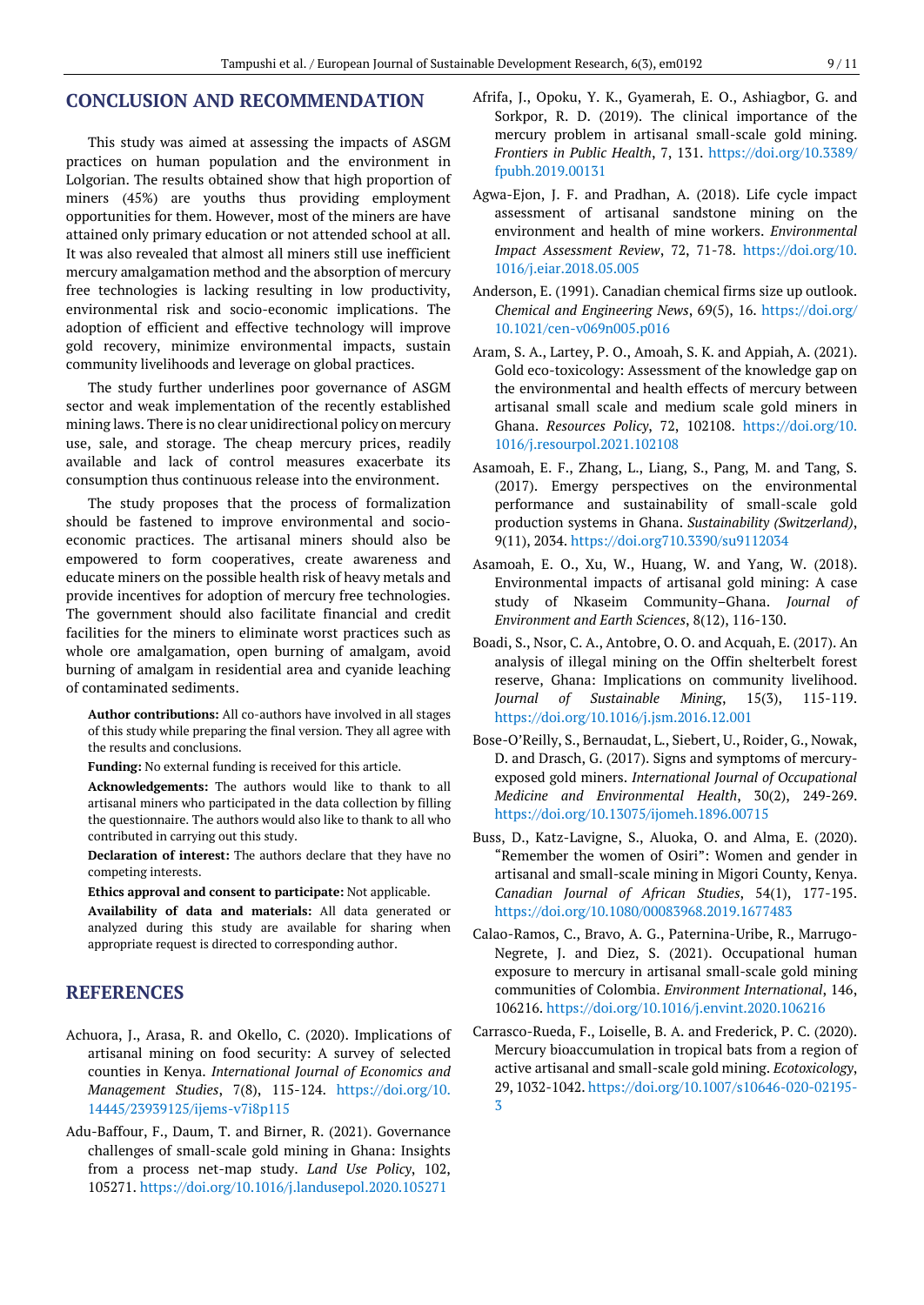## CONCLUSION AND RECOMMENDATION

This study was aimed at assessing the impacts of ASGM practices on human population and the environment in Lolgorian. The results obtained show that high proportion of miners (45%) are youths thus providing employment opportunities for them. However, most of the miners are have attained only primary education or not attended school at all. It was also revealed that almost all miners still use inefficient mercury amalgamation method and the absorption of mercury free technologies is lacking resulting in low productivity, environmental risk and socio-economic implications. The adoption of efficient and effective technology will improve gold recovery, minimize environmental impacts, sustain community livelihoods and leverage on global practices.

The study further underlines poor governance of ASGM sector and weak implementation of the recently established mining laws. There is no clear unidirectional policy on mercury use, sale, and storage. The cheap mercury prices, readily available and lack of control measures exacerbate its consumption thus continuous release into the environment.

The study proposes that the process of formalization should be fastened to improve environmental and socio-economic practices. The artisanal miners should also be empowered to form cooperatives, create awareness and educate miners on the possible health risk of heavy metals and provide incentives for adoption of mercury free technologies. The government should also facilitate financial and credit facilities for the miners to eliminate worst practices such as whole ore amalgamation, open burning of amalgam, avoid burning of amalgam in residential area and cyanide leaching of contaminated sediments.

**Author contributions:** All co-authors have involved in all stages of this study while preparing the final version. They all agree with the results and conclusions.

**Funding:** No external funding is received for this article.

**Acknowledgements:** The authors would like to thank to all artisanal miners who participated in the data collection by filling the questionnaire. The authors would also like to thank to all who contributed in carrying out this study.

**Declaration of interest:** The authors declare that they have no competing interests.

**Ethics approval and consent to participate:** Not applicable.

**Availability of data and materials:** All data generated or analyzed during this study are available for sharing when appropriate request is directed to corresponding author.

## REFERENCES

Achuora, J., Arasa, R. and Okello, C. (2020). Implications of artisanal mining on food security: A survey of selected counties in Kenya. *International Journal of Economics and Management Studies*, 7(8), 115-124. https://doi.org/10.14445/23939125/ijems-v7i8p115

Adu-Baffour, F., Daum, T. and Birner, R. (2021). Governance challenges of small-scale gold mining in Ghana: Insights from a process net-map study. *Land Use Policy*, 102, 105271. https://doi.org/10.1016/j.landusepol.2020.105271

Afrifa, J., Opoku, Y. K., Gyamerah, E. O., Ashiagbor, G. and Sorkpor, R. D. (2019). The clinical importance of the mercury problem in artisanal small-scale gold mining. *Frontiers in Public Health*, 7, 131. https://doi.org/10.3389/fpubh.2019.00131

Agwa-Ejon, J. F. and Pradhan, A. (2018). Life cycle impact assessment of artisanal sandstone mining on the environment and health of mine workers. *Environmental Impact Assessment Review*, 72, 71-78. https://doi.org/10.1016/j.eiar.2018.05.005

Anderson, E. (1991). Canadian chemical firms size up outlook. *Chemical and Engineering News*, 69(5), 16. https://doi.org/10.1021/cen-v069n005.p016

Aram, S. A., Lartey, P. O., Amoah, S. K. and Appiah, A. (2021). Gold eco-toxicology: Assessment of the knowledge gap on the environmental and health effects of mercury between artisanal small scale and medium scale gold miners in Ghana. *Resources Policy*, 72, 102108. https://doi.org/10.1016/j.resourpol.2021.102108

Asamoah, E. F., Zhang, L., Liang, S., Pang, M. and Tang, S. (2017). Emergy perspectives on the environmental performance and sustainability of small-scale gold production systems in Ghana. *Sustainability (Switzerland)*, 9(11), 2034. https://doi.org710.3390/su9112034

Asamoah, E. O., Xu, W., Huang, W. and Yang, W. (2018). Environmental impacts of artisanal gold mining: A case study of Nkaseim Community–Ghana. *Journal of Environment and Earth Sciences*, 8(12), 116-130.

Boadi, S., Nsor, C. A., Antobre, O. O. and Acquah, E. (2017). An analysis of illegal mining on the Offin shelterbelt forest reserve, Ghana: Implications on community livelihood. *Journal of Sustainable Mining*, 15(3), 115-119. https://doi.org/10.1016/j.jsm.2016.12.001

Bose-O'Reilly, S., Bernaudat, L., Siebert, U., Roider, G., Nowak, D. and Drasch, G. (2017). Signs and symptoms of mercury-exposed gold miners. *International Journal of Occupational Medicine and Environmental Health*, 30(2), 249-269. https://doi.org/10.13075/ijomeh.1896.00715

Buss, D., Katz-Lavigne, S., Aluoka, O. and Alma, E. (2020). "Remember the women of Osiri": Women and gender in artisanal and small-scale mining in Migori County, Kenya. *Canadian Journal of African Studies*, 54(1), 177-195. https://doi.org/10.1080/00083968.2019.1677483

Calao-Ramos, C., Bravo, A. G., Paternina-Uribe, R., Marrugo-Negrete, J. and Diez, S. (2021). Occupational human exposure to mercury in artisanal small-scale gold mining communities of Colombia. *Environment International*, 146, 106216. https://doi.org/10.1016/j.envint.2020.106216

Carrasco-Rueda, F., Loiselle, B. A. and Frederick, P. C. (2020). Mercury bioaccumulation in tropical bats from a region of active artisanal and small-scale gold mining. *Ecotoxicology*, 29, 1032-1042. https://doi.org/10.1007/s10646-020-02195-3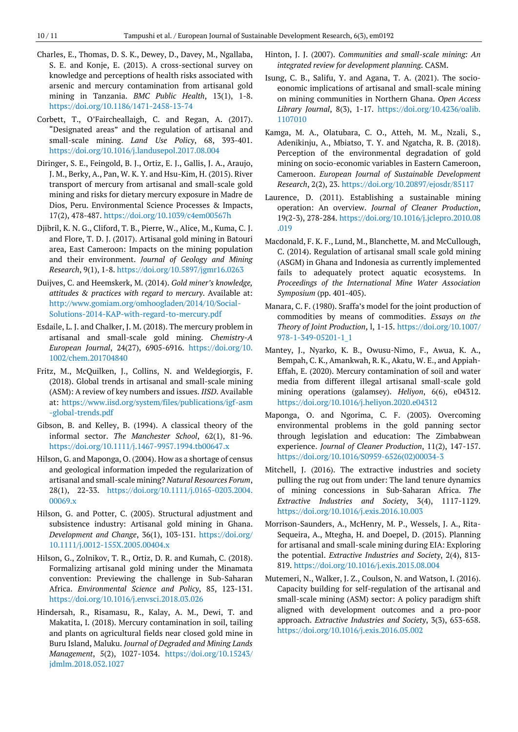Charles, E., Thomas, D. S. K., Dewey, D., Davey, M., Ngallaba, S. E. and Konje, E. (2013). A cross-sectional survey on knowledge and perceptions of health risks associated with arsenic and mercury contamination from artisanal gold mining in Tanzania. *BMC Public Health*, 13(1), 1-8. https://doi.org/10.1186/1471-2458-13-74

Corbett, T., O'Faircheallaigh, C. and Regan, A. (2017). "Designated areas" and the regulation of artisanal and small-scale mining. *Land Use Policy*, 68, 393-401. https://doi.org/10.1016/j.landusepol.2017.08.004

Diringer, S. E., Feingold, B. J., Ortiz, E. J., Gallis, J. A., Araujo, J. M., Berky, A., Pan, W. K. Y. and Hsu-Kim, H. (2015). River transport of mercury from artisanal and small-scale gold mining and risks for dietary mercury exposure in Madre de Dios, Peru. Environmental Science Processes & Impacts, 17(2), 478-487. https://doi.org/10.1039/c4em00567h

Djibril, K. N. G., Cliford, T. B., Pierre, W., Alice, M., Kuma, C. J. and Flore, T. D. J. (2017). Artisanal gold mining in Batouri area, East Cameroon: Impacts on the mining population and their environment. *Journal of Geology and Mining Research*, 9(1), 1-8. https://doi.org/10.5897/jgmr16.0263

Duijves, C. and Heemskerk, M. (2014). *Gold miner's knowledge, attitudes & practices with regard to mercury*. Available at: http://www.gomiam.org/omhoogladen/2014/10/Social-Solutions-2014-KAP-with-regard-to-mercury.pdf

Esdaile, L. J. and Chalker, J. M. (2018). The mercury problem in artisanal and small-scale gold mining. *Chemistry-A European Journal*, 24(27), 6905-6916. https://doi.org/10.1002/chem.201704840

Fritz, M., McQuilken, J., Collins, N. and Weldegiorgis, F. (2018). Global trends in artisanal and small-scale mining (ASM): A review of key numbers and issues. *IISD*. Available at: https://www.iisd.org/system/files/publications/igf-asm-global-trends.pdf

Gibson, B. and Kelley, B. (1994). A classical theory of the informal sector. *The Manchester School*, 62(1), 81-96. https://doi.org/10.1111/j.1467-9957.1994.tb00647.x

Hilson, G. and Maponga, O. (2004). How as a shortage of census and geological information impeded the regularization of artisanal and small-scale mining? *Natural Resources Forum*, 28(1), 22-33. https://doi.org/10.1111/j.0165-0203.2004.00069.x

Hilson, G. and Potter, C. (2005). Structural adjustment and subsistence industry: Artisanal gold mining in Ghana. *Development and Change*, 36(1), 103-131. https://doi.org/10.1111/j.0012-155X.2005.00404.x

Hilson, G., Zolnikov, T. R., Ortiz, D. R. and Kumah, C. (2018). Formalizing artisanal gold mining under the Minamata convention: Previewing the challenge in Sub-Saharan Africa. *Environmental Science and Policy*, 85, 123-131. https://doi.org/10.1016/j.envsci.2018.03.026

Hindersah, R., Risamasu, R., Kalay, A. M., Dewi, T. and Makatita, I. (2018). Mercury contamination in soil, tailing and plants on agricultural fields near closed gold mine in Buru Island, Maluku. *Journal of Degraded and Mining Lands Management*, 5(2), 1027-1034. https://doi.org/10.15243/jdmlm.2018.052.1027

Hinton, J. J. (2007). *Communities and small-scale mining: An integrated review for development planning*. CASM.

Isung, C. B., Salifu, Y. and Agana, T. A. (2021). The socio-eonomic implications of artisanal and small-scale mining on mining communities in Northern Ghana. *Open Access Library Journal*, 8(3), 1-17. https://doi.org/10.4236/oalib.1107010

Kamga, M. A., Olatubara, C. O., Atteh, M. M., Nzali, S., Adenikinju, A., Mbiatso, T. Y. and Ngatcha, R. B. (2018). Perception of the environmental degradation of gold mining on socio-economic variables in Eastern Cameroon, Cameroon. *European Journal of Sustainable Development Research*, 2(2), 23. https://doi.org/10.20897/ejosdr/85117

Laurence, D. (2011). Establishing a sustainable mining operation: An overview. *Journal of Cleaner Production*, 19(2-3), 278-284. https://doi.org/10.1016/j.jclepro.2010.08.019

Macdonald, F. K. F., Lund, M., Blanchette, M. and McCullough, C. (2014). Regulation of artisanal small scale gold mining (ASGM) in Ghana and Indonesia as currently implemented fails to adequately protect aquatic ecosystems. In *Proceedings of the International Mine Water Association Symposium* (pp. 401-405).

Manara, C. F. (1980). Sraffa's model for the joint production of commodities by means of commodities. *Essays on the Theory of Joint Production*, l, 1-15. https://doi.org/10.1007/978-1-349-05201-1_1

Mantey, J., Nyarko, K. B., Owusu-Nimo, F., Awua, K. A., Bempah, C. K., Amankwah, R. K., Akatu, W. E., and Appiah-Effah, E. (2020). Mercury contamination of soil and water media from different illegal artisanal small-scale gold mining operations (galamsey). *Heliyon*, 6(6), e04312. https://doi.org/10.1016/j.heliyon.2020.e04312

Maponga, O. and Ngorima, C. F. (2003). Overcoming environmental problems in the gold panning sector through legislation and education: The Zimbabwean experience. *Journal of Cleaner Production*, 11(2), 147-157. https://doi.org/10.1016/S0959-6526(02)00034-3

Mitchell, J. (2016). The extractive industries and society pulling the rug out from under: The land tenure dynamics of mining concessions in Sub-Saharan Africa. *The Extractive Industries and Society*, 3(4), 1117-1129. https://doi.org/10.1016/j.exis.2016.10.003

Morrison-Saunders, A., McHenry, M. P., Wessels, J. A., Rita-Sequeira, A., Mtegha, H. and Doepel, D. (2015). Planning for artisanal and small-scale mining during EIA: Exploring the potential. *Extractive Industries and Society*, 2(4), 813-819. https://doi.org/10.1016/j.exis.2015.08.004

Mutemeri, N., Walker, J. Z., Coulson, N. and Watson, I. (2016). Capacity building for self-regulation of the artisanal and small-scale mining (ASM) sector: A policy paradigm shift aligned with development outcomes and a pro-poor approach. *Extractive Industries and Society*, 3(3), 653-658. https://doi.org/10.1016/j.exis.2016.05.002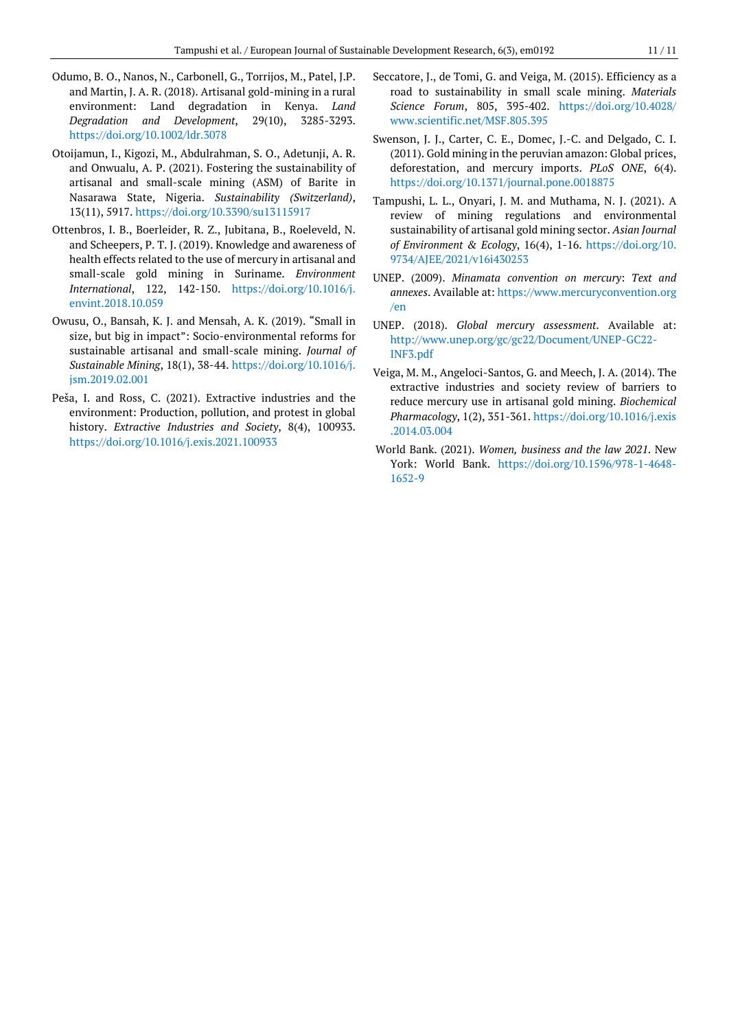Odumo, B. O., Nanos, N., Carbonell, G., Torrijos, M., Patel, J.P. and Martin, J. A. R. (2018). Artisanal gold-mining in a rural environment: Land degradation in Kenya. *Land Degradation and Development*, 29(10), 3285-3293. https://doi.org/10.1002/ldr.3078

Otoijamun, I., Kigozi, M., Abdulrahman, S. O., Adetunji, A. R. and Onwualu, A. P. (2021). Fostering the sustainability of artisanal and small-scale mining (ASM) of Barite in Nasarawa State, Nigeria. *Sustainability (Switzerland)*, 13(11), 5917. https://doi.org/10.3390/su13115917

Ottenbros, I. B., Boerleider, R. Z., Jubitana, B., Roeleveld, N. and Scheepers, P. T. J. (2019). Knowledge and awareness of health effects related to the use of mercury in artisanal and small-scale gold mining in Suriname. *Environment International*, 122, 142-150. https://doi.org/10.1016/j.envint.2018.10.059

Owusu, O., Bansah, K. J. and Mensah, A. K. (2019). "Small in size, but big in impact": Socio-environmental reforms for sustainable artisanal and small-scale mining. *Journal of Sustainable Mining*, 18(1), 38-44. https://doi.org/10.1016/j.jsm.2019.02.001

Peša, I. and Ross, C. (2021). Extractive industries and the environment: Production, pollution, and protest in global history. *Extractive Industries and Society*, 8(4), 100933. https://doi.org/10.1016/j.exis.2021.100933

Seccatore, J., de Tomi, G. and Veiga, M. (2015). Efficiency as a road to sustainability in small scale mining. *Materials Science Forum*, 805, 395-402. https://doi.org/10.4028/www.scientific.net/MSF.805.395

Swenson, J. J., Carter, C. E., Domec, J.-C. and Delgado, C. I. (2011). Gold mining in the peruvian amazon: Global prices, deforestation, and mercury imports. *PLoS ONE*, 6(4). https://doi.org/10.1371/journal.pone.0018875

Tampushi, L. L., Onyari, J. M. and Muthama, N. J. (2021). A review of mining regulations and environmental sustainability of artisanal gold mining sector. *Asian Journal of Environment & Ecology*, 16(4), 1-16. https://doi.org/10.9734/AJEE/2021/v16i430253

UNEP. (2009). *Minamata convention on mercury*: *Text and annexes*. Available at: https://www.mercuryconvention.org/en

UNEP. (2018). *Global mercury assessment*. Available at: http://www.unep.org/gc/gc22/Document/UNEP-GC22-INF3.pdf

Veiga, M. M., Angeloci-Santos, G. and Meech, J. A. (2014). The extractive industries and society review of barriers to reduce mercury use in artisanal gold mining. *Biochemical Pharmacology*, 1(2), 351-361. https://doi.org/10.1016/j.exis.2014.03.004

World Bank. (2021). *Women, business and the law 2021*. New York: World Bank. https://doi.org/10.1596/978-1-4648-1652-9